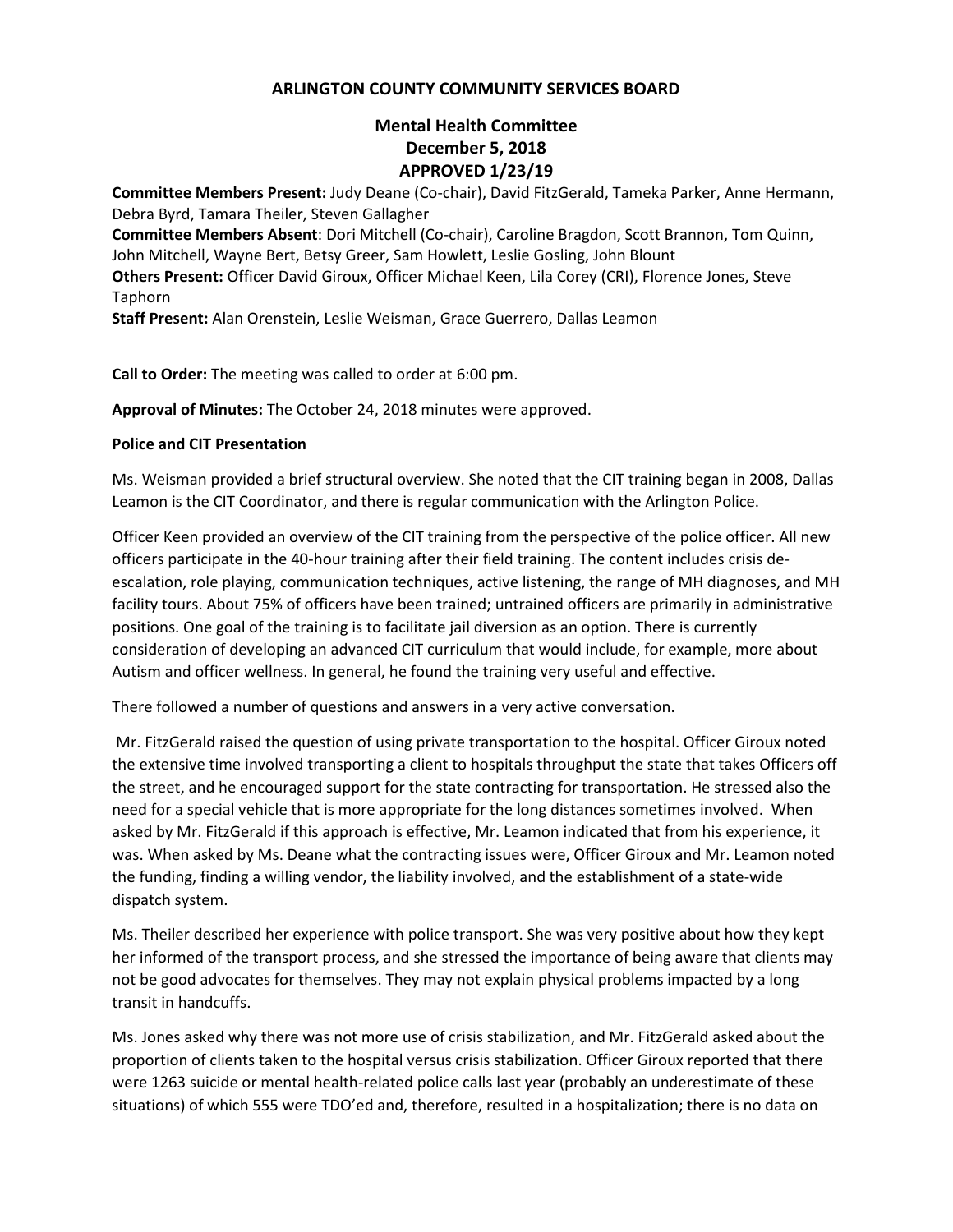# ARLINGTON COUNTY COMMUNITY SERVICES BOARD

## Mental Health Committee
## December 5, 2018
## APPROVED 1/23/19

**Committee Members Present:** Judy Deane (Co-chair), David FitzGerald, Tameka Parker, Anne Hermann, Debra Byrd, Tamara Theiler, Steven Gallagher

**Committee Members Absent**: Dori Mitchell (Co-chair), Caroline Bragdon, Scott Brannon, Tom Quinn, John Mitchell, Wayne Bert, Betsy Greer, Sam Howlett, Leslie Gosling, John Blount

**Others Present:** Officer David Giroux, Officer Michael Keen, Lila Corey (CRI), Florence Jones, Steve Taphorn

**Staff Present:** Alan Orenstein, Leslie Weisman, Grace Guerrero, Dallas Leamon

**Call to Order:** The meeting was called to order at 6:00 pm.

**Approval of Minutes:** The October 24, 2018 minutes were approved.

**Police and CIT Presentation**

Ms. Weisman provided a brief structural overview. She noted that the CIT training began in 2008, Dallas Leamon is the CIT Coordinator, and there is regular communication with the Arlington Police.

Officer Keen provided an overview of the CIT training from the perspective of the police officer. All new officers participate in the 40-hour training after their field training. The content includes crisis de-escalation, role playing, communication techniques, active listening, the range of MH diagnoses, and MH facility tours. About 75% of officers have been trained; untrained officers are primarily in administrative positions. One goal of the training is to facilitate jail diversion as an option. There is currently consideration of developing an advanced CIT curriculum that would include, for example, more about Autism and officer wellness. In general, he found the training very useful and effective.

There followed a number of questions and answers in a very active conversation.

Mr. FitzGerald raised the question of using private transportation to the hospital. Officer Giroux noted the extensive time involved transporting a client to hospitals throughput the state that takes Officers off the street, and he encouraged support for the state contracting for transportation. He stressed also the need for a special vehicle that is more appropriate for the long distances sometimes involved. When asked by Mr. FitzGerald if this approach is effective, Mr. Leamon indicated that from his experience, it was. When asked by Ms. Deane what the contracting issues were, Officer Giroux and Mr. Leamon noted the funding, finding a willing vendor, the liability involved, and the establishment of a state-wide dispatch system.

Ms. Theiler described her experience with police transport. She was very positive about how they kept her informed of the transport process, and she stressed the importance of being aware that clients may not be good advocates for themselves. They may not explain physical problems impacted by a long transit in handcuffs.

Ms. Jones asked why there was not more use of crisis stabilization, and Mr. FitzGerald asked about the proportion of clients taken to the hospital versus crisis stabilization. Officer Giroux reported that there were 1263 suicide or mental health-related police calls last year (probably an underestimate of these situations) of which 555 were TDO'ed and, therefore, resulted in a hospitalization; there is no data on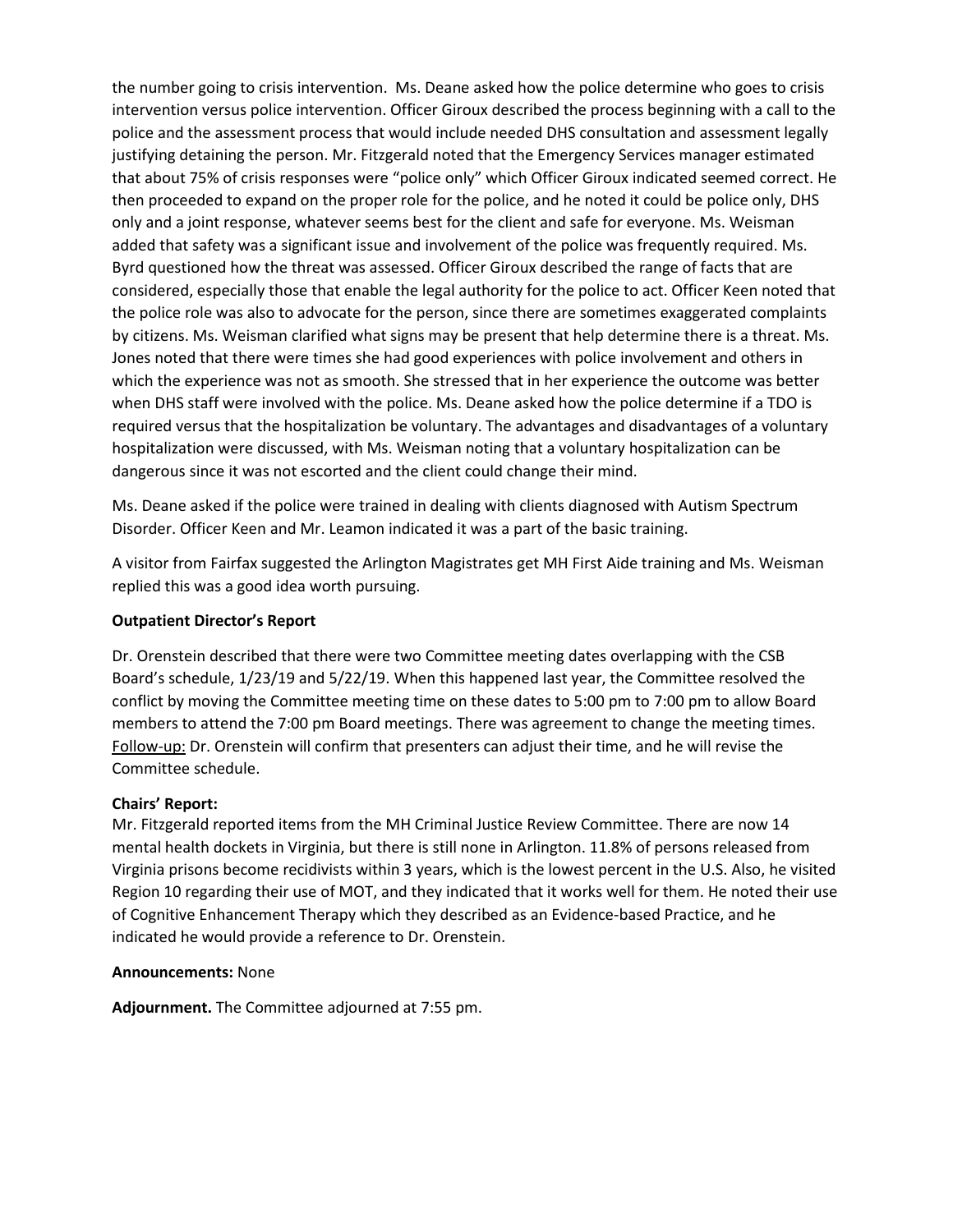the number going to crisis intervention. Ms. Deane asked how the police determine who goes to crisis intervention versus police intervention. Officer Giroux described the process beginning with a call to the police and the assessment process that would include needed DHS consultation and assessment legally justifying detaining the person. Mr. Fitzgerald noted that the Emergency Services manager estimated that about 75% of crisis responses were "police only" which Officer Giroux indicated seemed correct. He then proceeded to expand on the proper role for the police, and he noted it could be police only, DHS only and a joint response, whatever seems best for the client and safe for everyone. Ms. Weisman added that safety was a significant issue and involvement of the police was frequently required. Ms. Byrd questioned how the threat was assessed. Officer Giroux described the range of facts that are considered, especially those that enable the legal authority for the police to act. Officer Keen noted that the police role was also to advocate for the person, since there are sometimes exaggerated complaints by citizens. Ms. Weisman clarified what signs may be present that help determine there is a threat. Ms. Jones noted that there were times she had good experiences with police involvement and others in which the experience was not as smooth. She stressed that in her experience the outcome was better when DHS staff were involved with the police. Ms. Deane asked how the police determine if a TDO is required versus that the hospitalization be voluntary. The advantages and disadvantages of a voluntary hospitalization were discussed, with Ms. Weisman noting that a voluntary hospitalization can be dangerous since it was not escorted and the client could change their mind.

Ms. Deane asked if the police were trained in dealing with clients diagnosed with Autism Spectrum Disorder. Officer Keen and Mr. Leamon indicated it was a part of the basic training.

A visitor from Fairfax suggested the Arlington Magistrates get MH First Aide training and Ms. Weisman replied this was a good idea worth pursuing.

**Outpatient Director's Report**

Dr. Orenstein described that there were two Committee meeting dates overlapping with the CSB Board's schedule, 1/23/19 and 5/22/19. When this happened last year, the Committee resolved the conflict by moving the Committee meeting time on these dates to 5:00 pm to 7:00 pm to allow Board members to attend the 7:00 pm Board meetings. There was agreement to change the meeting times. Follow-up: Dr. Orenstein will confirm that presenters can adjust their time, and he will revise the Committee schedule.

**Chairs' Report:**

Mr. Fitzgerald reported items from the MH Criminal Justice Review Committee. There are now 14 mental health dockets in Virginia, but there is still none in Arlington. 11.8% of persons released from Virginia prisons become recidivists within 3 years, which is the lowest percent in the U.S. Also, he visited Region 10 regarding their use of MOT, and they indicated that it works well for them. He noted their use of Cognitive Enhancement Therapy which they described as an Evidence-based Practice, and he indicated he would provide a reference to Dr. Orenstein.

**Announcements:** None

**Adjournment.** The Committee adjourned at 7:55 pm.